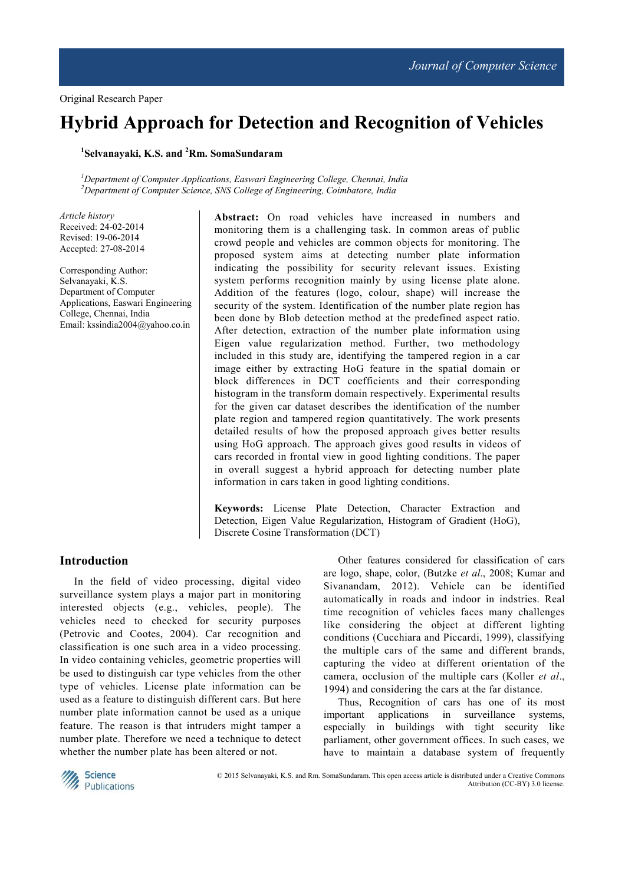Original Research Paper

# Hybrid Approach for Detection and Recognition of Vehicles

[1]Selvanayaki, K.S. and [2]Rm. SomaSundaram

[1]*Department of Computer Applications, Easwari Engineering College, Chennai, India*
[2]*Department of Computer Science, SNS College of Engineering, Coimbatore, India*

*Article history*
Received: 24-02-2014
Revised: 19-06-2014
Accepted: 27-08-2014

Corresponding Author:
Selvanayaki, K.S.
Department of Computer Applications, Easwari Engineering College, Chennai, India
Email: kssindia2004@yahoo.co.in

**Abstract:** On road vehicles have increased in numbers and monitoring them is a challenging task. In common areas of public crowd people and vehicles are common objects for monitoring. The proposed system aims at detecting number plate information indicating the possibility for security relevant issues. Existing system performs recognition mainly by using license plate alone. Addition of the features (logo, colour, shape) will increase the security of the system. Identification of the number plate region has been done by Blob detection method at the predefined aspect ratio. After detection, extraction of the number plate information using Eigen value regularization method. Further, two methodology included in this study are, identifying the tampered region in a car image either by extracting HoG feature in the spatial domain or block differences in DCT coefficients and their corresponding histogram in the transform domain respectively. Experimental results for the given car dataset describes the identification of the number plate region and tampered region quantitatively. The work presents detailed results of how the proposed approach gives better results using HoG approach. The approach gives good results in videos of cars recorded in frontal view in good lighting conditions. The paper in overall suggest a hybrid approach for detecting number plate information in cars taken in good lighting conditions.

**Keywords:** License Plate Detection, Character Extraction and Detection, Eigen Value Regularization, Histogram of Gradient (HoG), Discrete Cosine Transformation (DCT)

## Introduction

In the field of video processing, digital video surveillance system plays a major part in monitoring interested objects (e.g., vehicles, people). The vehicles need to checked for security purposes (Petrovic and Cootes, 2004). Car recognition and classification is one such area in a video processing. In video containing vehicles, geometric properties will be used to distinguish car type vehicles from the other type of vehicles. License plate information can be used as a feature to distinguish different cars. But here number plate information cannot be used as a unique feature. The reason is that intruders might tamper a number plate. Therefore we need a technique to detect whether the number plate has been altered or not.

Other features considered for classification of cars are logo, shape, color, (Butzke *et al*., 2008; Kumar and Sivanandam, 2012). Vehicle can be identified automatically in roads and indoor in indstries. Real time recognition of vehicles faces many challenges like considering the object at different lighting conditions (Cucchiara and Piccardi, 1999), classifying the multiple cars of the same and different brands, capturing the video at different orientation of the camera, occlusion of the multiple cars (Koller *et al*., 1994) and considering the cars at the far distance.

Thus, Recognition of cars has one of its most important applications in surveillance systems, especially in buildings with tight security like parliament, other government offices. In such cases, we have to maintain a database system of frequently

© 2015 Selvanayaki, K.S. and Rm. SomaSundaram. This open access article is distributed under a Creative Commons Attribution (CC-BY) 3.0 license.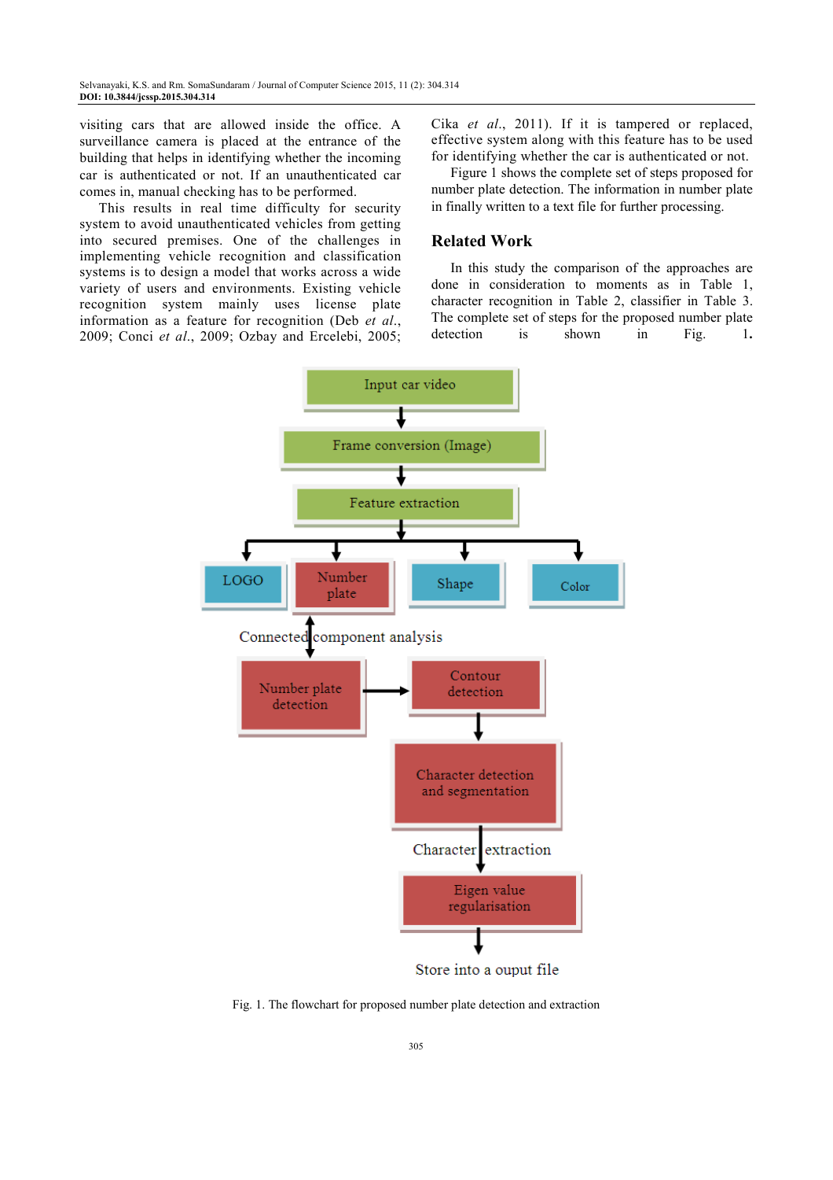visiting cars that are allowed inside the office. A surveillance camera is placed at the entrance of the building that helps in identifying whether the incoming car is authenticated or not. If an unauthenticated car comes in, manual checking has to be performed.

This results in real time difficulty for security system to avoid unauthenticated vehicles from getting into secured premises. One of the challenges in implementing vehicle recognition and classification systems is to design a model that works across a wide variety of users and environments. Existing vehicle recognition system mainly uses license plate information as a feature for recognition (Deb *et al*., 2009; Conci *et al*., 2009; Ozbay and Ercelebi, 2005; Cika *et al*., 2011). If it is tampered or replaced, effective system along with this feature has to be used for identifying whether the car is authenticated or not.

Figure 1 shows the complete set of steps proposed for number plate detection. The information in number plate in finally written to a text file for further processing.

## Related Work

In this study the comparison of the approaches are done in consideration to moments as in Table 1, character recognition in Table 2, classifier in Table 3. The complete set of steps for the proposed number plate detection is shown in Fig. 1.

Input car video → Frame conversion (Image) → Feature extraction → LOGO | Number plate | Shape | Color

Number plate → Connected component analysis → Number plate detection → Contour detection → Character detection and segmentation → Character extraction → Eigen value regularisation → Store into a ouput file

Fig. 1. The flowchart for proposed number plate detection and extraction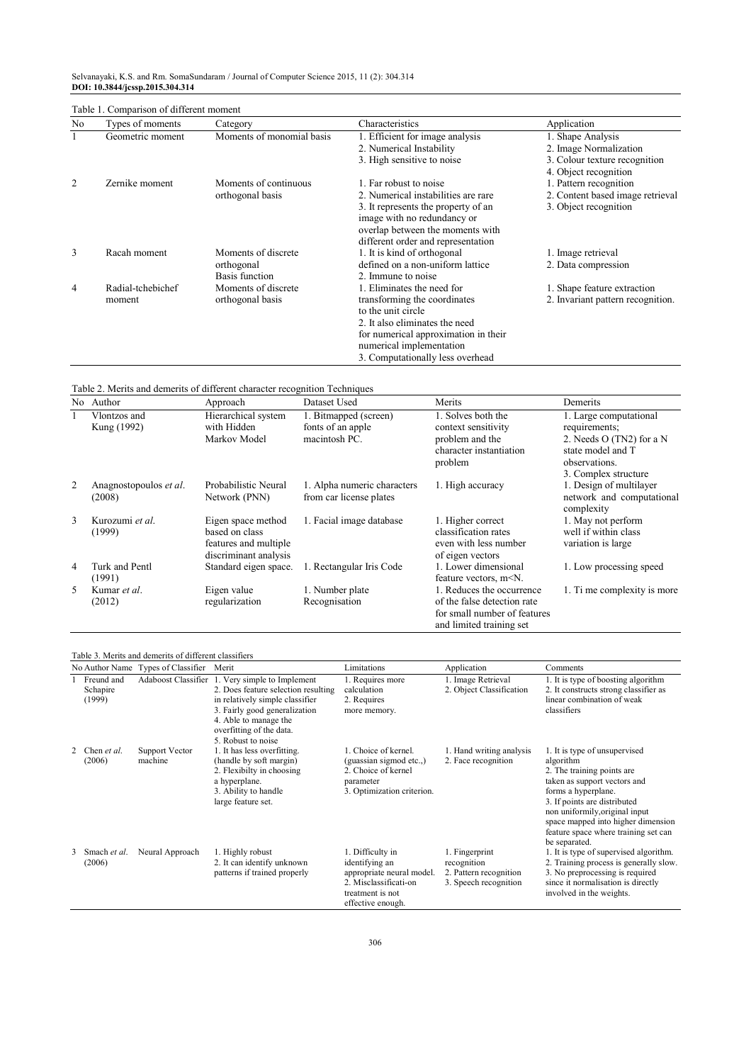Table 1. Comparison of different moment

| No | Types of moments | Category | Characteristics | Application |
|---|---|---|---|---|
| 1 | Geometric moment | Moments of monomial basis | 1. Efficient for image analysis<br>2. Numerical Instability<br>3. High sensitive to noise | 1. Shape Analysis<br>2. Image Normalization<br>3. Colour texture recognition<br>4. Object recognition |
| 2 | Zernike moment | Moments of continuous orthogonal basis | 1. Far robust to noise<br>2. Numerical instabilities are rare<br>3. It represents the property of an image with no redundancy or overlap between the moments with different order and representation | 1. Pattern recognition<br>2. Content based image retrieval<br>3. Object recognition |
| 3 | Racah moment | Moments of discrete orthogonal Basis function | 1. It is kind of orthogonal defined on a non-uniform lattice<br>2. Immune to noise | 1. Image retrieval<br>2. Data compression |
| 4 | Radial-tchebichef moment | Moments of discrete orthogonal basis | 1. Eliminates the need for transforming the coordinates to the unit circle<br>2. It also eliminates the need for numerical approximation in their numerical implementation<br>3. Computationally less overhead | 1. Shape feature extraction<br>2. Invariant pattern recognition. |

Table 2. Merits and demerits of different character recognition Techniques

| No | Author | Approach | Dataset Used | Merits | Demerits |
|---|---|---|---|---|---|
| 1 | Vlontzos and Kung (1992) | Hierarchical system with Hidden Markov Model | 1. Bitmapped (screen) fonts of an apple macintosh PC. | 1. Solves both the context sensitivity problem and the character instantiation problem | 1. Large computational requirements;<br>2. Needs O (TN2) for a N state model and T observations.<br>3. Complex structure |
| 2 | Anagnostopoulos *et al.* (2008) | Probabilistic Neural Network (PNN) | 1. Alpha numeric characters from car license plates | 1. High accuracy | 1. Design of multilayer network and computational complexity |
| 3 | Kurozumi *et al.* (1999) | Eigen space method based on class features and multiple discriminant analysis | 1. Facial image database | 1. Higher correct classification rates even with less number of eigen vectors | 1. May not perform well if within class variation is large |
| 4 | Turk and Pentl (1991) | Standard eigen space. | 1. Rectangular Iris Code | 1. Lower dimensional feature vectors, $m<N$. | 1. Low processing speed |
| 5 | Kumar *et al.* (2012) | Eigen value regularization | 1. Number plate Recognisation | 1. Reduces the occurrence of the false detection rate for small number of features and limited training set | 1. Ti me complexity is more |

Table 3. Merits and demerits of different classifiers

| No | Author Name | Types of Classifier | Merit | Limitations | Application | Comments |
|---|---|---|---|---|---|---|
| 1 | Freund and Schapire (1999) | Adaboost Classifier | 1. Very simple to Implement<br>2. Does feature selection resulting in relatively simple classifier<br>3. Fairly good generalization<br>4. Able to manage the overfitting of the data.<br>5. Robust to noise | 1. Requires more calculation<br>2. Requires more memory. | 1. Image Retrieval<br>2. Object Classification | 1. It is type of boosting algorithm<br>2. It constructs strong classifier as linear combination of weak classifiers |
| 2 | Chen *et al.* (2006) | Support Vector machine | 1. It has less overfitting. (handle by soft margin)<br>2. Flexibilty in choosing a hyperplane.<br>3. Ability to handle large feature set. | 1. Choice of kernel. (guassian sigmod etc.,)<br>2. Choice of kernel parameter<br>3. Optimization criterion. | 1. Hand writing analysis<br>2. Face recognition | 1. It is type of unsupervised algorithm<br>2. The training points are taken as support vectors and forms a hyperplane.<br>3. If points are distributed non uniformly,original input space mapped into higher dimension feature space where training set can be separated. |
| 3 | Smach *et al.* (2006) | Neural Approach | 1. Highly robust<br>2. It can identify unknown patterns if trained properly | 1. Difficulty in identifying an appropriate neural model.<br>2. Misclassificati-on treatment is not effective enough. | 1. Fingerprint recognition<br>2. Pattern recognition<br>3. Speech recognition | 1. It is type of supervised algorithm.<br>2. Training process is generally slow.<br>3. No preprocessing is required since it normalisation is directly involved in the weights. |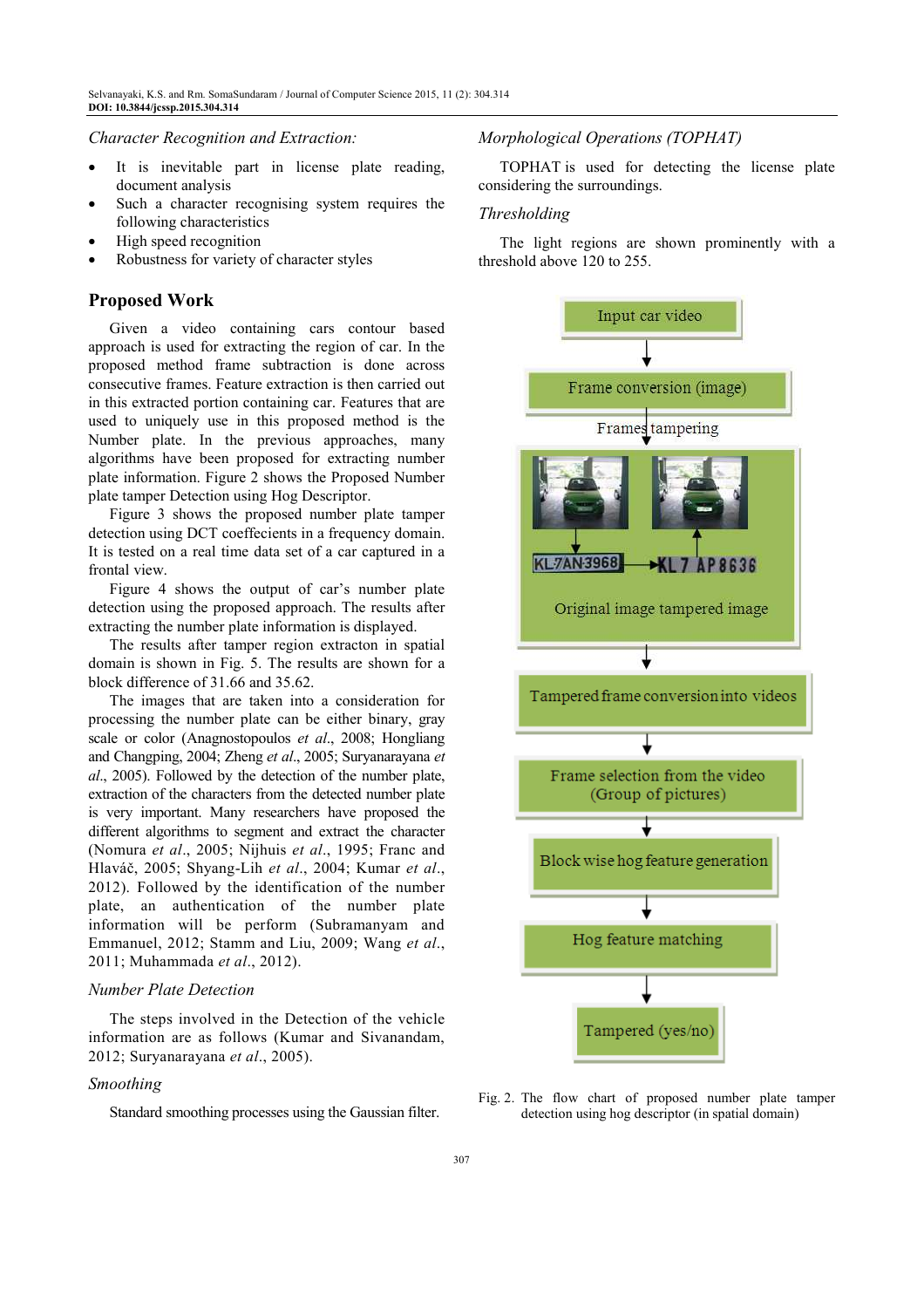*Character Recognition and Extraction:*

- It is inevitable part in license plate reading, document analysis
- Such a character recognising system requires the following characteristics
- High speed recognition
- Robustness for variety of character styles

## Proposed Work

Given a video containing cars contour based approach is used for extracting the region of car. In the proposed method frame subtraction is done across consecutive frames. Feature extraction is then carried out in this extracted portion containing car. Features that are used to uniquely use in this proposed method is the Number plate. In the previous approaches, many algorithms have been proposed for extracting number plate information. Figure 2 shows the Proposed Number plate tamper Detection using Hog Descriptor.

Figure 3 shows the proposed number plate tamper detection using DCT coeffecients in a frequency domain. It is tested on a real time data set of a car captured in a frontal view.

Figure 4 shows the output of car's number plate detection using the proposed approach. The results after extracting the number plate information is displayed.

The results after tamper region extracton in spatial domain is shown in Fig. 5. The results are shown for a block difference of 31.66 and 35.62.

The images that are taken into a consideration for processing the number plate can be either binary, gray scale or color (Anagnostopoulos *et al*., 2008; Hongliang and Changping, 2004; Zheng *et al*., 2005; Suryanarayana *et al*., 2005). Followed by the detection of the number plate, extraction of the characters from the detected number plate is very important. Many researchers have proposed the different algorithms to segment and extract the character (Nomura *et al*., 2005; Nijhuis *et al*., 1995; Franc and Hlaváč, 2005; Shyang-Lih *et al*., 2004; Kumar *et al*., 2012). Followed by the identification of the number plate, an authentication of the number plate information will be perform (Subramanyam and Emmanuel, 2012; Stamm and Liu, 2009; Wang *et al*., 2011; Muhammada *et al*., 2012).

*Number Plate Detection*

The steps involved in the Detection of the vehicle information are as follows (Kumar and Sivanandam, 2012; Suryanarayana *et al*., 2005).

*Smoothing*

Standard smoothing processes using the Gaussian filter.

*Morphological Operations (TOPHAT)*

TOPHAT is used for detecting the license plate considering the surroundings.

*Thresholding*

The light regions are shown prominently with a threshold above 120 to 255.

Input car video → Frame conversion (image) → Frames tampering → [KL 7 AN 3968 → KL 7 AP 8636; Original image tampered image] → Tampered frame conversion into videos → Frame selection from the video (Group of pictures) → Block wise hog feature generation → Hog feature matching → Tampered (yes/no)

Fig. 2. The flow chart of proposed number plate tamper detection using hog descriptor (in spatial domain)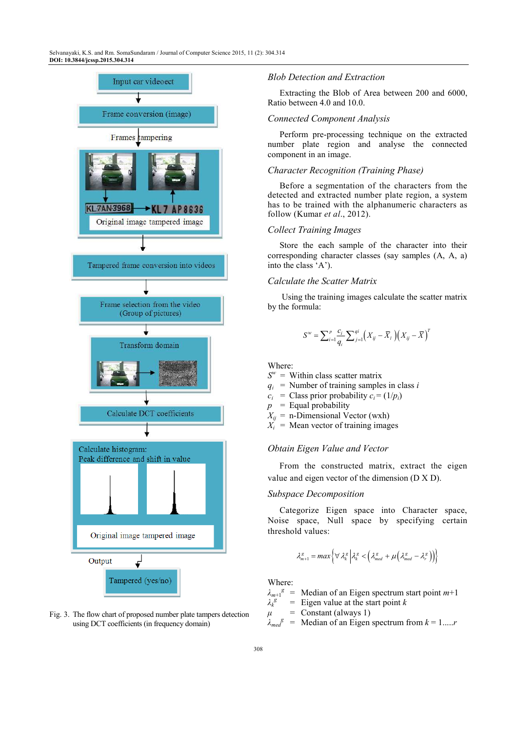Fig. 3. The flow chart of proposed number plate tampers detection using DCT coefficients (in frequency domain)

### *Blob Detection and Extraction*

Extracting the Blob of Area between 200 and 6000, Ratio between 4.0 and 10.0.

### *Connected Component Analysis*

Perform pre-processing technique on the extracted number plate region and analyse the connected component in an image.

### *Character Recognition (Training Phase)*

Before a segmentation of the characters from the detected and extracted number plate region, a system has to be trained with the alphanumeric characters as follow (Kumar *et al*., 2012).

### *Collect Training Images*

Store the each sample of the character into their corresponding character classes (say samples (A, A, a) into the class 'A').

### *Calculate the Scatter Matrix*

Using the training images calculate the scatter matrix by the formula:

$$S^w = \sum_{i=1}^{p} \frac{c_i}{q_i} \sum_{j=1}^{q_i} \left(X_{ij} - \bar{X}_i\right)\left(X_{ij} - \bar{X}\right)^T$$

Where:

$S^w$ = Within class scatter matrix
$q_i$ = Number of training samples in class $i$
$c_i$ = Class prior probability $c_i = (1/p_i)$
$p$ = Equal probability
$X_{ij}$ = n-Dimensional Vector (wxh)
$X_i$ = Mean vector of training images

### *Obtain Eigen Value and Vector*

From the constructed matrix, extract the eigen value and eigen vector of the dimension (D X D).

### *Subspace Decomposition*

Categorize Eigen space into Character space, Noise space, Null space by specifying certain threshold values:

$$\lambda_{m+1}^{g} = max\left\{\forall\, \lambda_k^g \,\middle|\, \lambda_k^g < \left(\lambda_{med}^g + \mu\left(\lambda_{med}^g - \lambda_r^g\right)\right)\right\}$$

Where:

$\lambda_{m+1}^{g}$ = Median of an Eigen spectrum start point $m$+1
$\lambda_k^g$ = Eigen value at the start point $k$
$\mu$ = Constant (always 1)
$\lambda_{med}^g$ = Median of an Eigen spectrum from $k = 1.....r$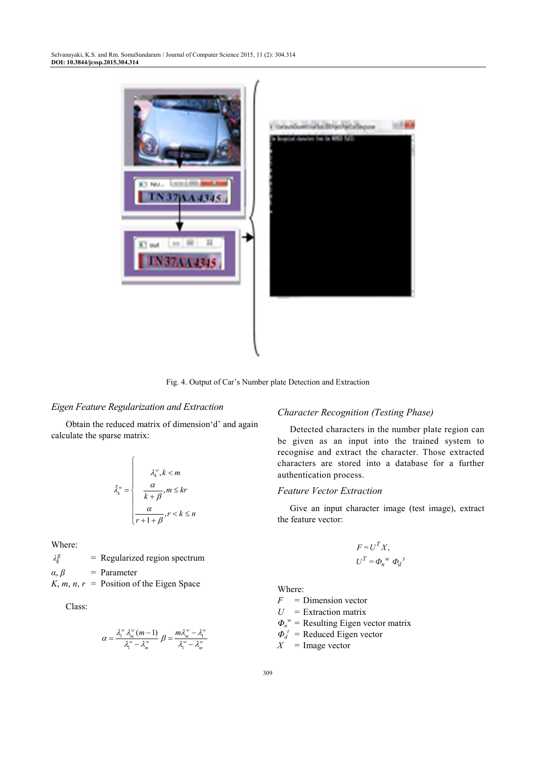Fig. 4. Output of Car's Number plate Detection and Extraction

### Eigen Feature Regularization and Extraction

Obtain the reduced matrix of dimension'd' and again calculate the sparse matrix:

$$\tilde{\lambda}_k^w = \begin{cases} \lambda_k^w, k < m \\ \dfrac{\alpha}{k+\beta}, m \le kr \\ \dfrac{\alpha}{r+1+\beta}, r < k \le n \end{cases}$$

Where:

$\lambda_k^g$ = Regularized region spectrum
$\alpha, \beta$ = Parameter
$K, m, n, r$ = Position of the Eigen Space

Class:

$$\alpha = \frac{\lambda_1^w \lambda_m^w (m-1)}{\lambda_1^w - \lambda_m^w} \quad \beta = \frac{m\lambda_m^w - \lambda_1^w}{\lambda_1^w - \lambda_m^w}$$

### Character Recognition (Testing Phase)

Detected characters in the number plate region can be given as an input into the trained system to recognise and extract the character. Those extracted characters are stored into a database for a further authentication process.

### Feature Vector Extraction

Give an input character image (test image), extract the feature vector:

$$F = U^T X,$$
$$U^T = \Phi_n^w \Phi_d^t$$

Where:

$F$ = Dimension vector
$U$ = Extraction matrix
$\Phi_n^w$ = Resulting Eigen vector matrix
$\Phi_d^t$ = Reduced Eigen vector
$X$ = Image vector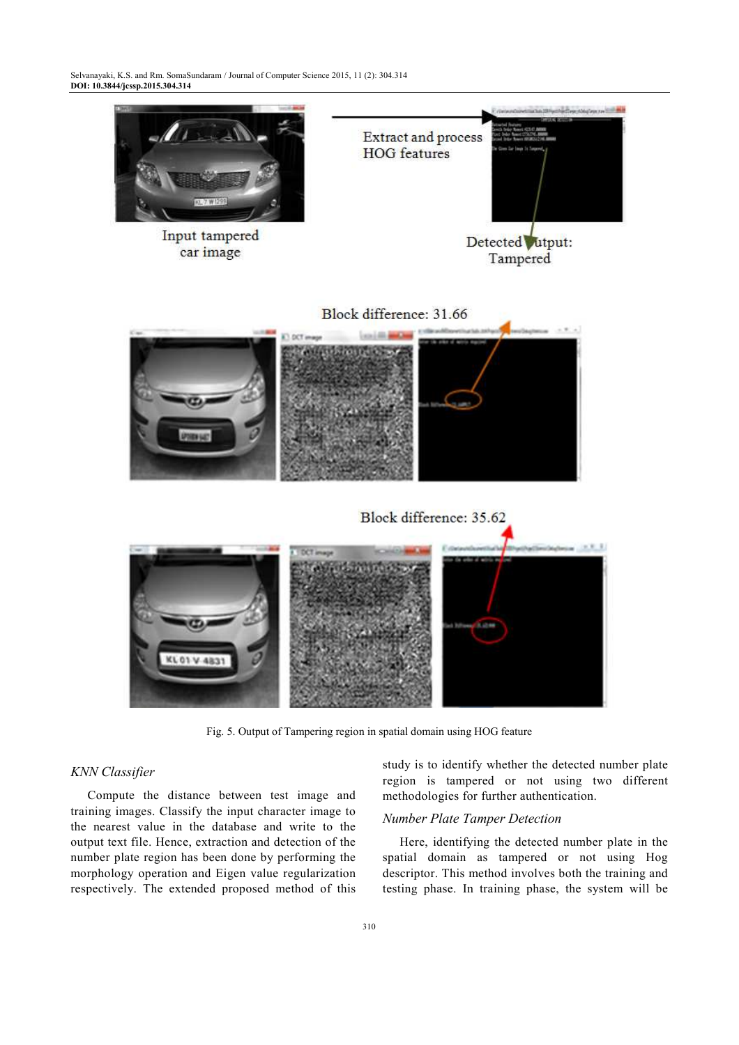Fig. 5. Output of Tampering region in spatial domain using HOG feature

*KNN Classifier*

Compute the distance between test image and training images. Classify the input character image to the nearest value in the database and write to the output text file. Hence, extraction and detection of the number plate region has been done by performing the morphology operation and Eigen value regularization respectively. The extended proposed method of this study is to identify whether the detected number plate region is tampered or not using two different methodologies for further authentication.

*Number Plate Tamper Detection*

Here, identifying the detected number plate in the spatial domain as tampered or not using Hog descriptor. This method involves both the training and testing phase. In training phase, the system will be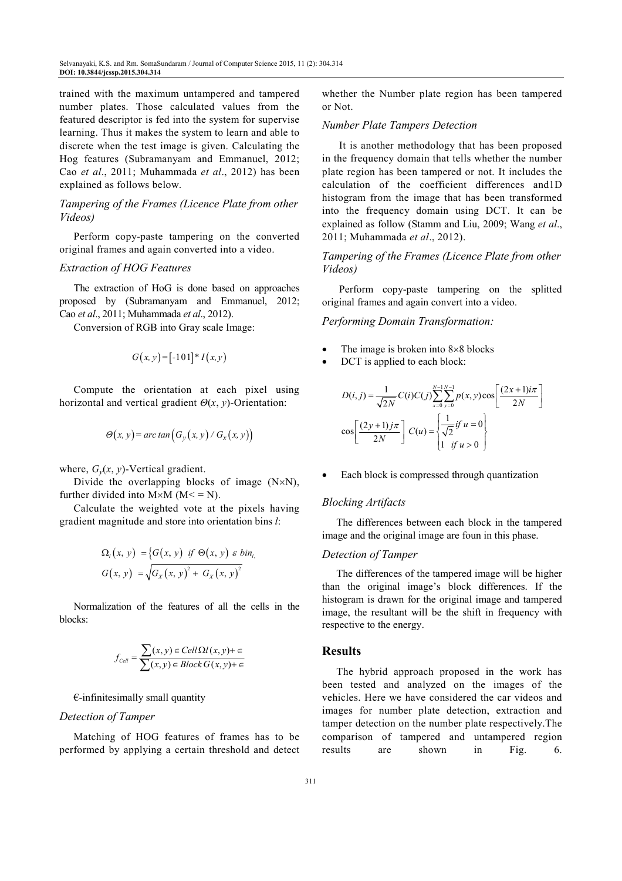trained with the maximum untampered and tampered number plates. Those calculated values from the featured descriptor is fed into the system for supervise learning. Thus it makes the system to learn and able to discrete when the test image is given. Calculating the Hog features (Subramanyam and Emmanuel, 2012; Cao *et al*., 2011; Muhammada *et al*., 2012) has been explained as follows below.

### *Tampering of the Frames (Licence Plate from other Videos)*

Perform copy-paste tampering on the converted original frames and again converted into a video.

### *Extraction of HOG Features*

The extraction of HoG is done based on approaches proposed by (Subramanyam and Emmanuel, 2012; Cao *et al*., 2011; Muhammada *et al*., 2012).

Conversion of RGB into Gray scale Image:

$$G(x, y) = [-1\,0\,1] * I(x, y)$$

Compute the orientation at each pixel using horizontal and vertical gradient $\Theta(x, y)$-Orientation:

$$\Theta(x, y) = arc\,tan\left(G_y(x, y) / G_x(x, y)\right)$$

where, $G_y(x, y)$-Vertical gradient.

Divide the overlapping blocks of image (N×N), further divided into M×M (M< = N).

Calculate the weighted vote at the pixels having gradient magnitude and store into orientation bins *l*:

$$\Omega_l(x, y) = \{G(x, y) \text{ if } \Theta(x, y) \,\varepsilon\, bin_{l,}$$

$$G(x, y) = \sqrt{G_X(x, y)^2 + G_X(x, y)^2}$$

Normalization of the features of all the cells in the blocks:

$$f_{Cell} = \frac{\sum (x, y) \in Cell\,\Omega l(x, y) + \in}{\sum (x, y) \in Block\,G(x, y) + \in}$$

Є-infinitesimally small quantity

### *Detection of Tamper*

Matching of HOG features of frames has to be performed by applying a certain threshold and detect whether the Number plate region has been tampered or Not.

### *Number Plate Tampers Detection*

It is another methodology that has been proposed in the frequency domain that tells whether the number plate region has been tampered or not. It includes the calculation of the coefficient differences and1D histogram from the image that has been transformed into the frequency domain using DCT. It can be explained as follow (Stamm and Liu, 2009; Wang *et al*., 2011; Muhammada *et al*., 2012).

### *Tampering of the Frames (Licence Plate from other Videos)*

Perform copy-paste tampering on the splitted original frames and again convert into a video.

### *Performing Domain Transformation:*

- The image is broken into 8×8 blocks
- DCT is applied to each block:

$$D(i, j) = \frac{1}{\sqrt{2N}} C(i)C(j) \sum_{x=0}^{N-1} \sum_{y=0}^{N-1} p(x, y) \cos\left[\frac{(2x+1)i\pi}{2N}\right] \cos\left[\frac{(2y+1)j\pi}{2N}\right] \quad C(u) = \begin{cases} \frac{1}{\sqrt{2}} if\ u = 0 \\ 1 \quad if\ u > 0 \end{cases}$$

- Each block is compressed through quantization

### *Blocking Artifacts*

The differences between each block in the tampered image and the original image are foun in this phase.

### *Detection of Tamper*

The differences of the tampered image will be higher than the original image's block differences. If the histogram is drawn for the original image and tampered image, the resultant will be the shift in frequency with respective to the energy.

## Results

The hybrid approach proposed in the work has been tested and analyzed on the images of the vehicles. Here we have considered the car videos and images for number plate detection, extraction and tamper detection on the number plate respectively.The comparison of tampered and untampered region results are shown in Fig. 6.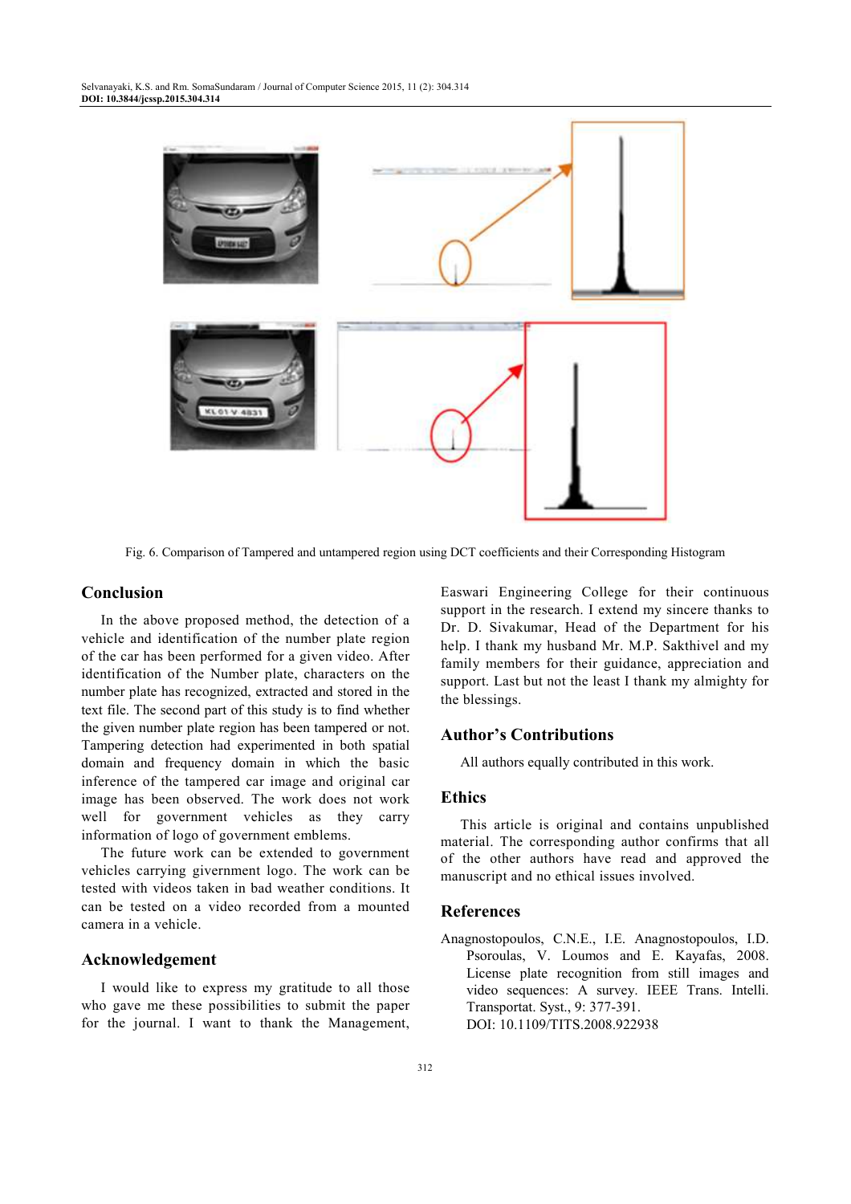Fig. 6. Comparison of Tampered and untampered region using DCT coefficients and their Corresponding Histogram

## Conclusion

In the above proposed method, the detection of a vehicle and identification of the number plate region of the car has been performed for a given video. After identification of the Number plate, characters on the number plate has recognized, extracted and stored in the text file. The second part of this study is to find whether the given number plate region has been tampered or not. Tampering detection had experimented in both spatial domain and frequency domain in which the basic inference of the tampered car image and original car image has been observed. The work does not work well for government vehicles as they carry information of logo of government emblems.

The future work can be extended to government vehicles carrying givernment logo. The work can be tested with videos taken in bad weather conditions. It can be tested on a video recorded from a mounted camera in a vehicle.

## Acknowledgement

I would like to express my gratitude to all those who gave me these possibilities to submit the paper for the journal. I want to thank the Management, Easwari Engineering College for their continuous support in the research. I extend my sincere thanks to Dr. D. Sivakumar, Head of the Department for his help. I thank my husband Mr. M.P. Sakthivel and my family members for their guidance, appreciation and support. Last but not the least I thank my almighty for the blessings.

## Author's Contributions

All authors equally contributed in this work.

## Ethics

This article is original and contains unpublished material. The corresponding author confirms that all of the other authors have read and approved the manuscript and no ethical issues involved.

## References

Anagnostopoulos, C.N.E., I.E. Anagnostopoulos, I.D. Psoroulas, V. Loumos and E. Kayafas, 2008. License plate recognition from still images and video sequences: A survey. IEEE Trans. Intelli. Transportat. Syst., 9: 377-391. DOI: 10.1109/TITS.2008.922938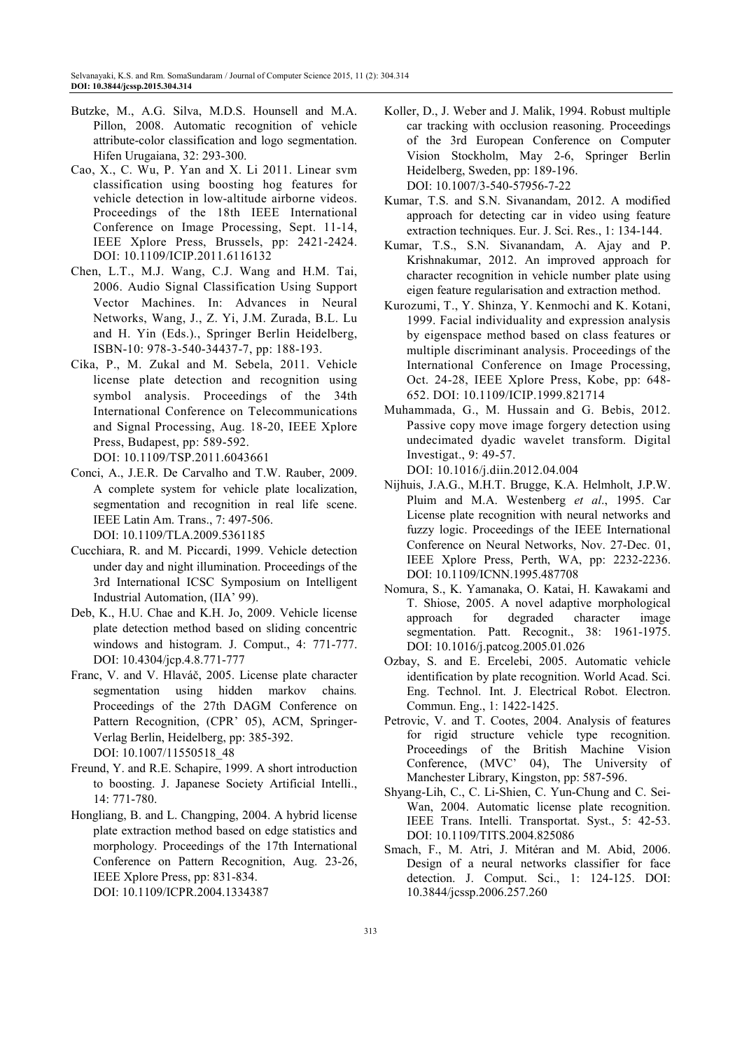Butzke, M., A.G. Silva, M.D.S. Hounsell and M.A. Pillon, 2008. Automatic recognition of vehicle attribute-color classification and logo segmentation. Hifen Urugaiana, 32: 293-300.

Cao, X., C. Wu, P. Yan and X. Li 2011. Linear svm classification using boosting hog features for vehicle detection in low-altitude airborne videos. Proceedings of the 18th IEEE International Conference on Image Processing, Sept. 11-14, IEEE Xplore Press, Brussels, pp: 2421-2424. DOI: 10.1109/ICIP.2011.6116132

Chen, L.T., M.J. Wang, C.J. Wang and H.M. Tai, 2006. Audio Signal Classification Using Support Vector Machines. In: Advances in Neural Networks, Wang, J., Z. Yi, J.M. Zurada, B.L. Lu and H. Yin (Eds.)., Springer Berlin Heidelberg, ISBN-10: 978-3-540-34437-7, pp: 188-193.

Cika, P., M. Zukal and M. Sebela, 2011. Vehicle license plate detection and recognition using symbol analysis. Proceedings of the 34th International Conference on Telecommunications and Signal Processing, Aug. 18-20, IEEE Xplore Press, Budapest, pp: 589-592. DOI: 10.1109/TSP.2011.6043661

Conci, A., J.E.R. De Carvalho and T.W. Rauber, 2009. A complete system for vehicle plate localization, segmentation and recognition in real life scene. IEEE Latin Am. Trans., 7: 497-506. DOI: 10.1109/TLA.2009.5361185

Cucchiara, R. and M. Piccardi, 1999. Vehicle detection under day and night illumination. Proceedings of the 3rd International ICSC Symposium on Intelligent Industrial Automation, (IIA' 99).

Deb, K., H.U. Chae and K.H. Jo, 2009. Vehicle license plate detection method based on sliding concentric windows and histogram. J. Comput., 4: 771-777. DOI: 10.4304/jcp.4.8.771-777

Franc, V. and V. Hlaváč, 2005. License plate character segmentation using hidden markov chains. Proceedings of the 27th DAGM Conference on Pattern Recognition, (CPR' 05), ACM, Springer-Verlag Berlin, Heidelberg, pp: 385-392. DOI: 10.1007/11550518_48

Freund, Y. and R.E. Schapire, 1999. A short introduction to boosting. J. Japanese Society Artificial Intelli., 14: 771-780.

Hongliang, B. and L. Changping, 2004. A hybrid license plate extraction method based on edge statistics and morphology. Proceedings of the 17th International Conference on Pattern Recognition, Aug. 23-26, IEEE Xplore Press, pp: 831-834. DOI: 10.1109/ICPR.2004.1334387

Koller, D., J. Weber and J. Malik, 1994. Robust multiple car tracking with occlusion reasoning. Proceedings of the 3rd European Conference on Computer Vision Stockholm, May 2-6, Springer Berlin Heidelberg, Sweden, pp: 189-196. DOI: 10.1007/3-540-57956-7-22

Kumar, T.S. and S.N. Sivanandam, 2012. A modified approach for detecting car in video using feature extraction techniques. Eur. J. Sci. Res., 1: 134-144.

Kumar, T.S., S.N. Sivanandam, A. Ajay and P. Krishnakumar, 2012. An improved approach for character recognition in vehicle number plate using eigen feature regularisation and extraction method.

Kurozumi, T., Y. Shinza, Y. Kenmochi and K. Kotani, 1999. Facial individuality and expression analysis by eigenspace method based on class features or multiple discriminant analysis. Proceedings of the International Conference on Image Processing, Oct. 24-28, IEEE Xplore Press, Kobe, pp: 648-652. DOI: 10.1109/ICIP.1999.821714

Muhammada, G., M. Hussain and G. Bebis, 2012. Passive copy move image forgery detection using undecimated dyadic wavelet transform. Digital Investigat., 9: 49-57. DOI: 10.1016/j.diin.2012.04.004

Nijhuis, J.A.G., M.H.T. Brugge, K.A. Helmholt, J.P.W. Pluim and M.A. Westenberg *et al*., 1995. Car License plate recognition with neural networks and fuzzy logic. Proceedings of the IEEE International Conference on Neural Networks, Nov. 27-Dec. 01, IEEE Xplore Press, Perth, WA, pp: 2232-2236. DOI: 10.1109/ICNN.1995.487708

Nomura, S., K. Yamanaka, O. Katai, H. Kawakami and T. Shiose, 2005. A novel adaptive morphological approach for degraded character image segmentation. Patt. Recognit., 38: 1961-1975. DOI: 10.1016/j.patcog.2005.01.026

Ozbay, S. and E. Ercelebi, 2005. Automatic vehicle identification by plate recognition. World Acad. Sci. Eng. Technol. Int. J. Electrical Robot. Electron. Commun. Eng., 1: 1422-1425.

Petrovic, V. and T. Cootes, 2004. Analysis of features for rigid structure vehicle type recognition. Proceedings of the British Machine Vision Conference, (MVC' 04), The University of Manchester Library, Kingston, pp: 587-596.

Shyang-Lih, C., C. Li-Shien, C. Yun-Chung and C. Sei-Wan, 2004. Automatic license plate recognition. IEEE Trans. Intelli. Transportat. Syst., 5: 42-53. DOI: 10.1109/TITS.2004.825086

Smach, F., M. Atri, J. Mitéran and M. Abid, 2006. Design of a neural networks classifier for face detection. J. Comput. Sci., 1: 124-125. DOI: 10.3844/jcssp.2006.257.260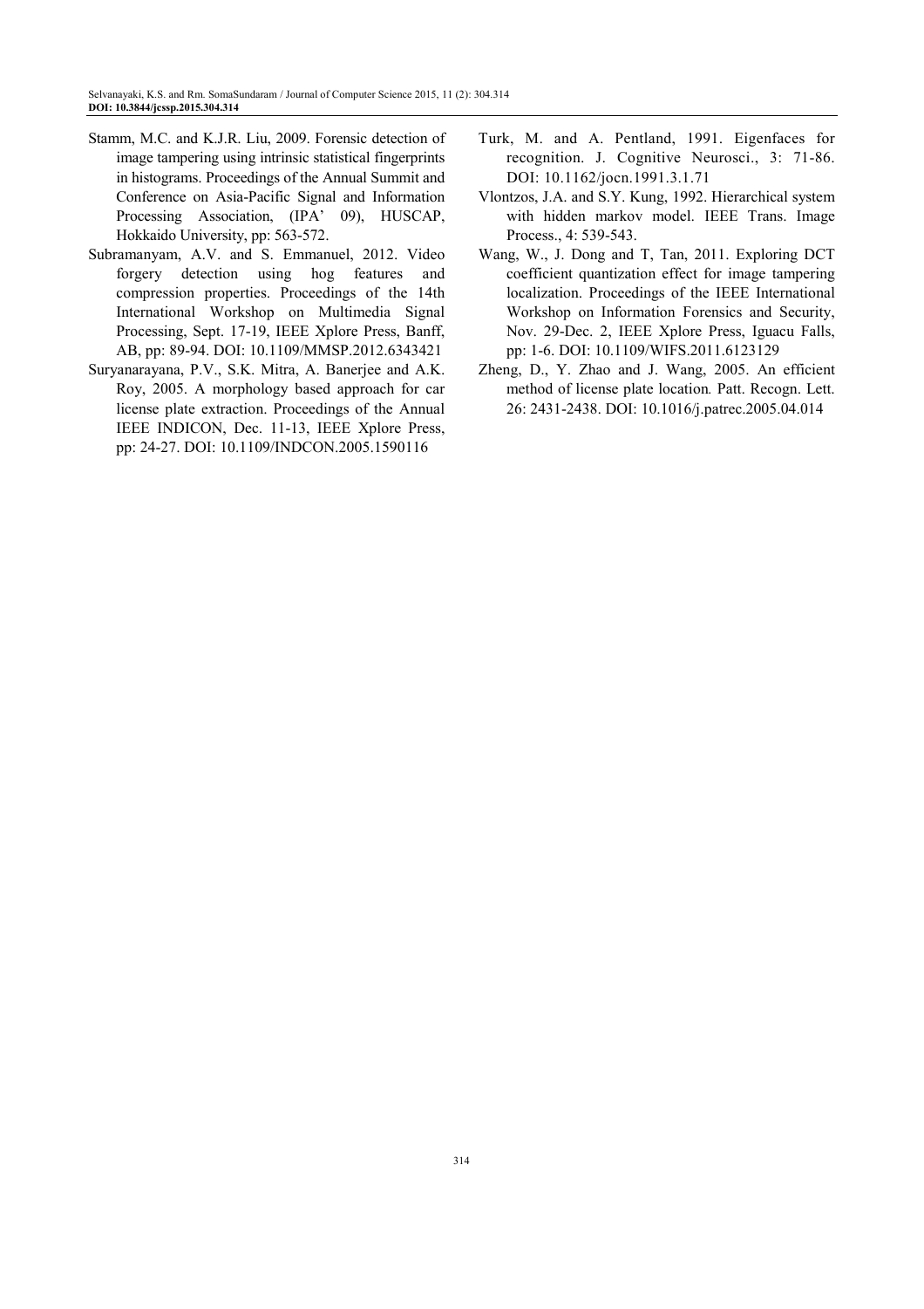Stamm, M.C. and K.J.R. Liu, 2009. Forensic detection of image tampering using intrinsic statistical fingerprints in histograms. Proceedings of the Annual Summit and Conference on Asia-Pacific Signal and Information Processing Association, (IPA' 09), HUSCAP, Hokkaido University, pp: 563-572.

Subramanyam, A.V. and S. Emmanuel, 2012. Video forgery detection using hog features and compression properties. Proceedings of the 14th International Workshop on Multimedia Signal Processing, Sept. 17-19, IEEE Xplore Press, Banff, AB, pp: 89-94. DOI: 10.1109/MMSP.2012.6343421

Suryanarayana, P.V., S.K. Mitra, A. Banerjee and A.K. Roy, 2005. A morphology based approach for car license plate extraction. Proceedings of the Annual IEEE INDICON, Dec. 11-13, IEEE Xplore Press, pp: 24-27. DOI: 10.1109/INDCON.2005.1590116

Turk, M. and A. Pentland, 1991. Eigenfaces for recognition. J. Cognitive Neurosci., 3: 71-86. DOI: 10.1162/jocn.1991.3.1.71

Vlontzos, J.A. and S.Y. Kung, 1992. Hierarchical system with hidden markov model. IEEE Trans. Image Process., 4: 539-543.

Wang, W., J. Dong and T, Tan, 2011. Exploring DCT coefficient quantization effect for image tampering localization. Proceedings of the IEEE International Workshop on Information Forensics and Security, Nov. 29-Dec. 2, IEEE Xplore Press, Iguacu Falls, pp: 1-6. DOI: 10.1109/WIFS.2011.6123129

Zheng, D., Y. Zhao and J. Wang, 2005. An efficient method of license plate location. Patt. Recogn. Lett. 26: 2431-2438. DOI: 10.1016/j.patrec.2005.04.014